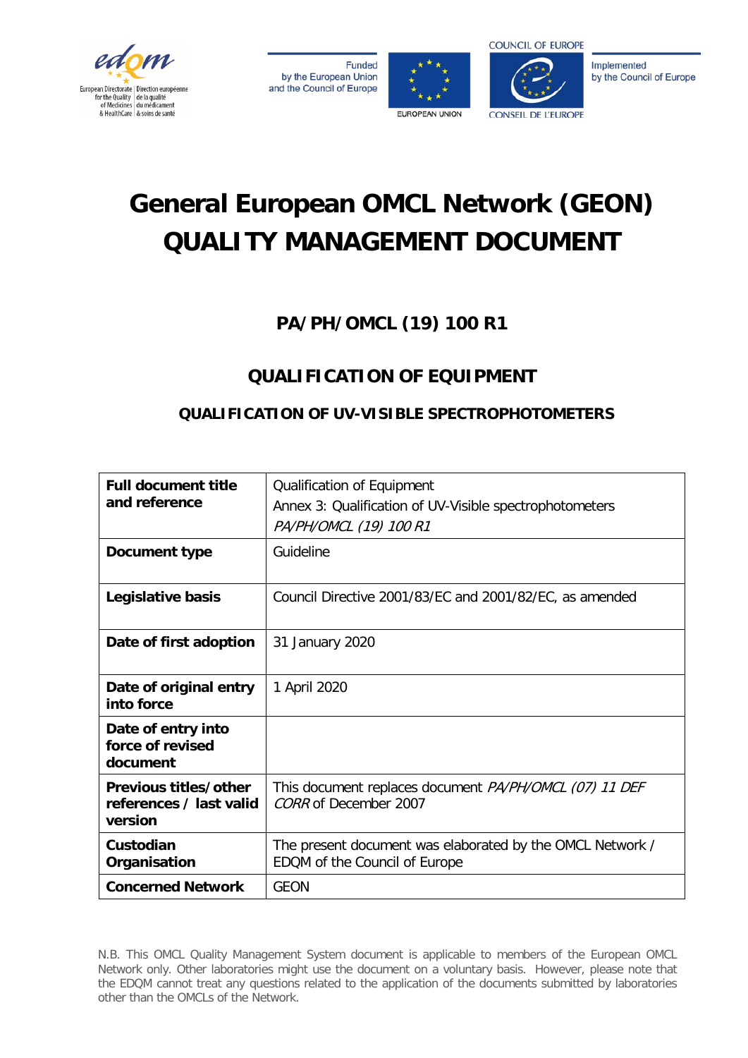Funded by the European Union and the Council of Europe

Implemented by the Council of Europe

# General European OMCL Network (GEON) QUALITY MANAGEMENT DOCUMENT

## PA/PH/OMCL (19) 100 R1

## QUALIFICATION OF EQUIPMENT

### QUALIFICATION OF UV-VISIBLE SPECTROPHOTOMETERS

| **Full document title and reference** | Qualification of Equipment<br>Annex 3: Qualification of UV-Visible spectrophotometers<br>*PA/PH/OMCL (19) 100 R1* |
|---|---|
| **Document type** | Guideline |
| **Legislative basis** | Council Directive 2001/83/EC and 2001/82/EC, as amended |
| **Date of first adoption** | 31 January 2020 |
| **Date of original entry into force** | 1 April 2020 |
| **Date of entry into force of revised document** | |
| **Previous titles/other references / last valid version** | This document replaces document *PA/PH/OMCL (07) 11 DEF CORR* of December 2007 |
| **Custodian Organisation** | The present document was elaborated by the OMCL Network / EDQM of the Council of Europe |
| **Concerned Network** | GEON |

N.B. This OMCL Quality Management System document is applicable to members of the European OMCL Network only. Other laboratories might use the document on a voluntary basis. However, please note that the EDQM cannot treat any questions related to the application of the documents submitted by laboratories other than the OMCLs of the Network.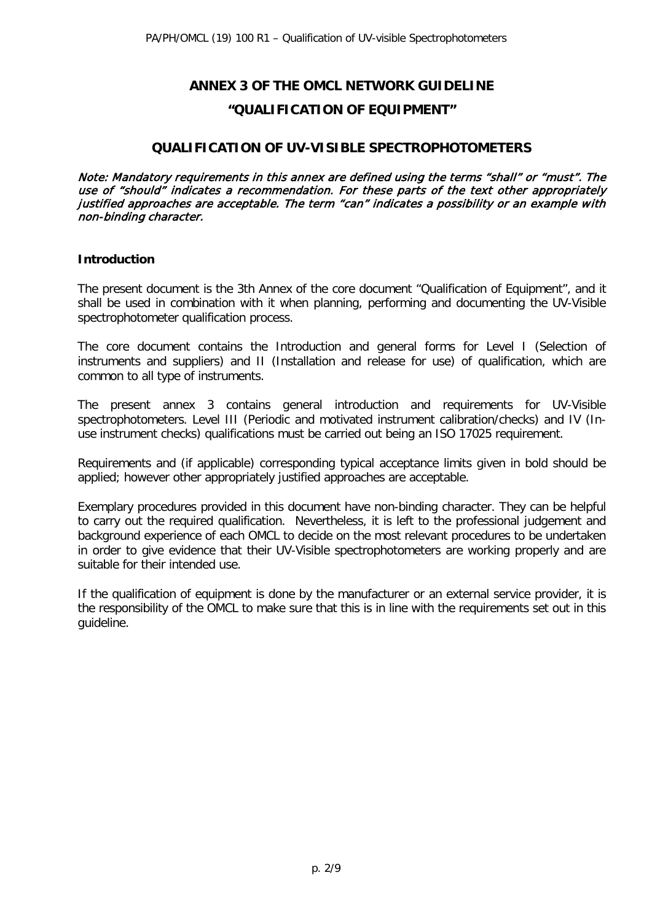# ANNEX 3 OF THE OMCL NETWORK GUIDELINE

# "QUALIFICATION OF EQUIPMENT"

## QUALIFICATION OF UV-VISIBLE SPECTROPHOTOMETERS

*Note: Mandatory requirements in this annex are defined using the terms "shall" or "must". The use of "should" indicates a recommendation. For these parts of the text other appropriately justified approaches are acceptable. The term "can" indicates a possibility or an example with non-binding character.*

### Introduction

The present document is the 3th Annex of the core document "Qualification of Equipment", and it shall be used in combination with it when planning, performing and documenting the UV-Visible spectrophotometer qualification process.

The core document contains the Introduction and general forms for Level I (Selection of instruments and suppliers) and II (Installation and release for use) of qualification, which are common to all type of instruments.

The present annex 3 contains general introduction and requirements for UV-Visible spectrophotometers. Level III (Periodic and motivated instrument calibration/checks) and IV (In-use instrument checks) qualifications must be carried out being an ISO 17025 requirement.

Requirements and (if applicable) corresponding typical acceptance limits given in bold should be applied; however other appropriately justified approaches are acceptable.

Exemplary procedures provided in this document have non-binding character. They can be helpful to carry out the required qualification. Nevertheless, it is left to the professional judgement and background experience of each OMCL to decide on the most relevant procedures to be undertaken in order to give evidence that their UV-Visible spectrophotometers are working properly and are suitable for their intended use.

If the qualification of equipment is done by the manufacturer or an external service provider, it is the responsibility of the OMCL to make sure that this is in line with the requirements set out in this guideline.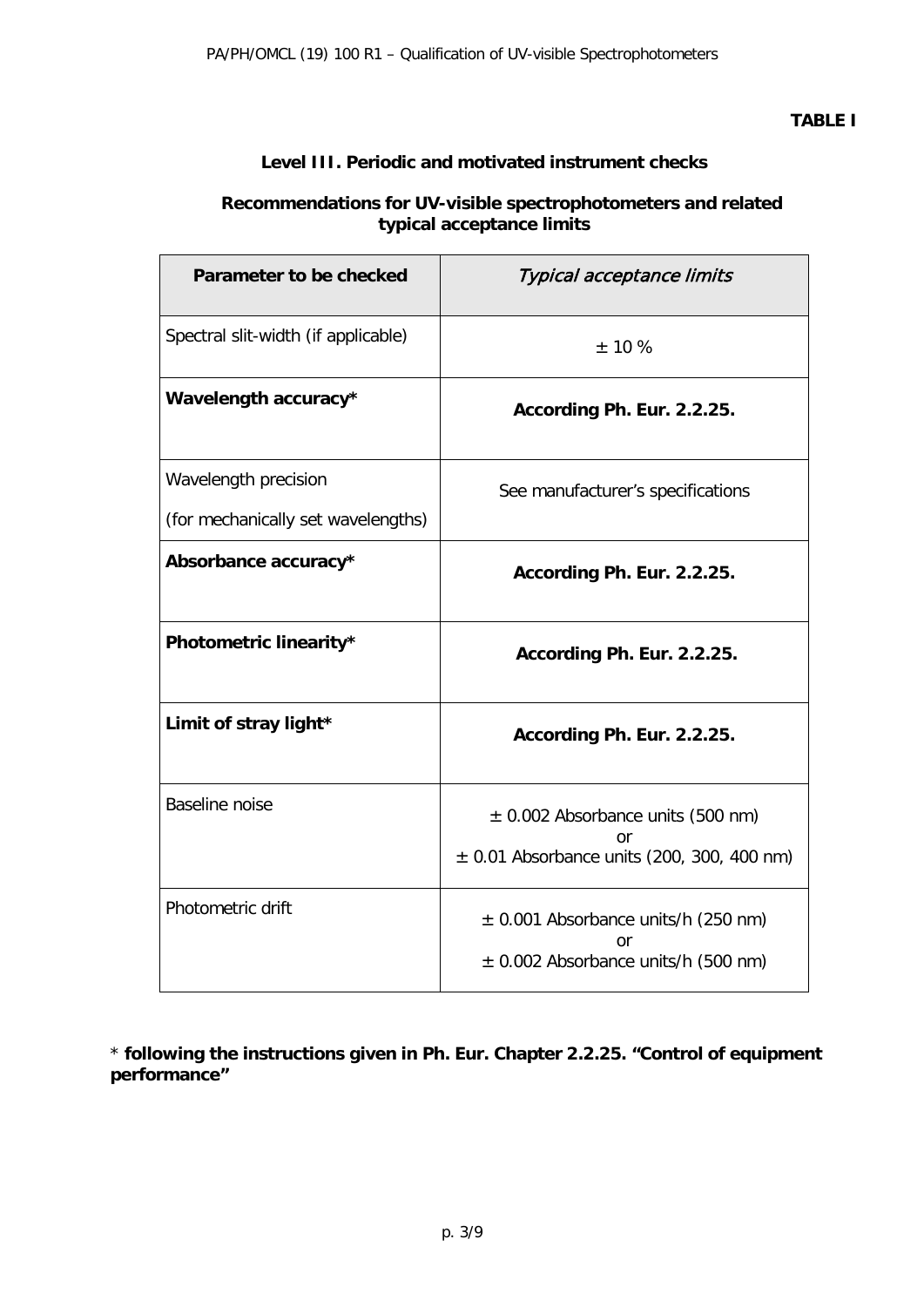**TABLE I**

**Level III. Periodic and motivated instrument checks**

**Recommendations for UV-visible spectrophotometers and related typical acceptance limits**

| **Parameter to be checked** | *Typical acceptance limits* |
|---|---|
| Spectral slit-width (if applicable) | ± 10 % |
| **Wavelength accuracy*** | **According Ph. Eur. 2.2.25.** |
| Wavelength precision (for mechanically set wavelengths) | See manufacturer's specifications |
| **Absorbance accuracy*** | **According Ph. Eur. 2.2.25.** |
| **Photometric linearity*** | **According Ph. Eur. 2.2.25.** |
| **Limit of stray light*** | **According Ph. Eur. 2.2.25.** |
| Baseline noise | ± 0.002 Absorbance units (500 nm) or ± 0.01 Absorbance units (200, 300, 400 nm) |
| Photometric drift | ± 0.001 Absorbance units/h (250 nm) or ± 0.002 Absorbance units/h (500 nm) |

\* **following the instructions given in Ph. Eur. Chapter 2.2.25. "Control of equipment performance"**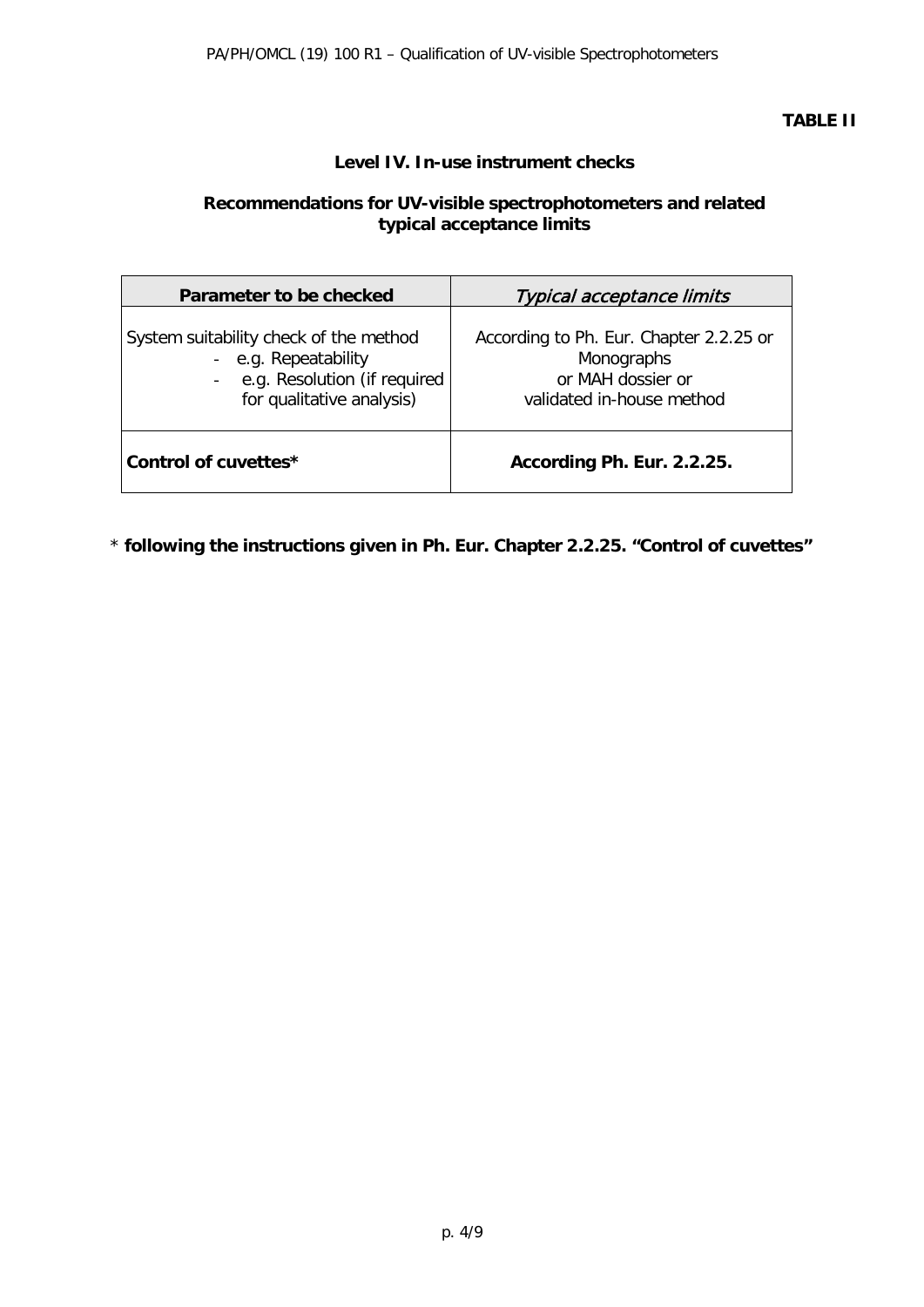**TABLE II**

### Level IV. In-use instrument checks

### Recommendations for UV-visible spectrophotometers and related typical acceptance limits

| Parameter to be checked | *Typical acceptance limits* |
|---|---|
| System suitability check of the method<br>- e.g. Repeatability<br>- e.g. Resolution (if required for qualitative analysis) | According to Ph. Eur. Chapter 2.2.25 or Monographs or MAH dossier or validated in-house method |
| **Control of cuvettes*** | **According Ph. Eur. 2.2.25.** |

\* **following the instructions given in Ph. Eur. Chapter 2.2.25. "Control of cuvettes"**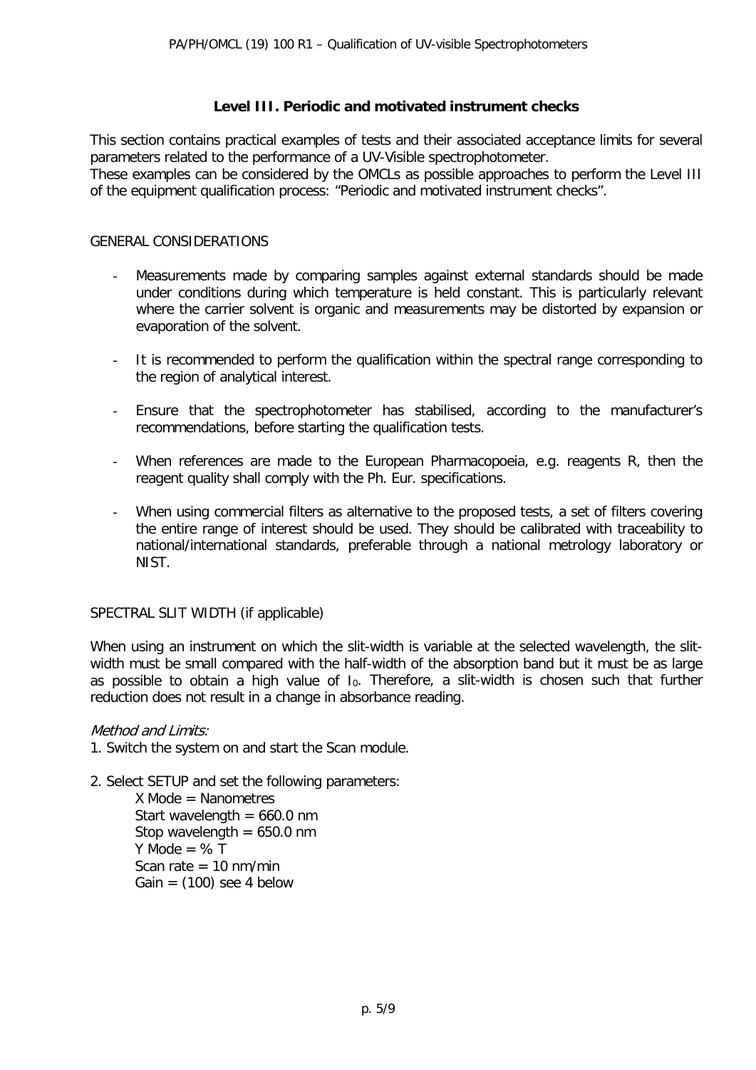## Level III. Periodic and motivated instrument checks

This section contains practical examples of tests and their associated acceptance limits for several parameters related to the performance of a UV-Visible spectrophotometer.
These examples can be considered by the OMCLs as possible approaches to perform the Level III of the equipment qualification process: "Periodic and motivated instrument checks".

### GENERAL CONSIDERATIONS

- Measurements made by comparing samples against external standards should be made under conditions during which temperature is held constant. This is particularly relevant where the carrier solvent is organic and measurements may be distorted by expansion or evaporation of the solvent.

- It is recommended to perform the qualification within the spectral range corresponding to the region of analytical interest.

- Ensure that the spectrophotometer has stabilised, according to the manufacturer's recommendations, before starting the qualification tests.

- When references are made to the European Pharmacopoeia, e.g. reagents R, then the reagent quality shall comply with the Ph. Eur. specifications.

- When using commercial filters as alternative to the proposed tests, a set of filters covering the entire range of interest should be used. They should be calibrated with traceability to national/international standards, preferable through a national metrology laboratory or NIST.

### SPECTRAL SLIT WIDTH (if applicable)

When using an instrument on which the slit-width is variable at the selected wavelength, the slit-width must be small compared with the half-width of the absorption band but it must be as large as possible to obtain a high value of $I_0$. Therefore, a slit-width is chosen such that further reduction does not result in a change in absorbance reading.

*Method and Limits:*

1. Switch the system on and start the Scan module.

2. Select SETUP and set the following parameters:
   X Mode = Nanometres
   Start wavelength = 660.0 nm
   Stop wavelength = 650.0 nm
   Y Mode = % T
   Scan rate = 10 nm/min
   Gain = (100) see 4 below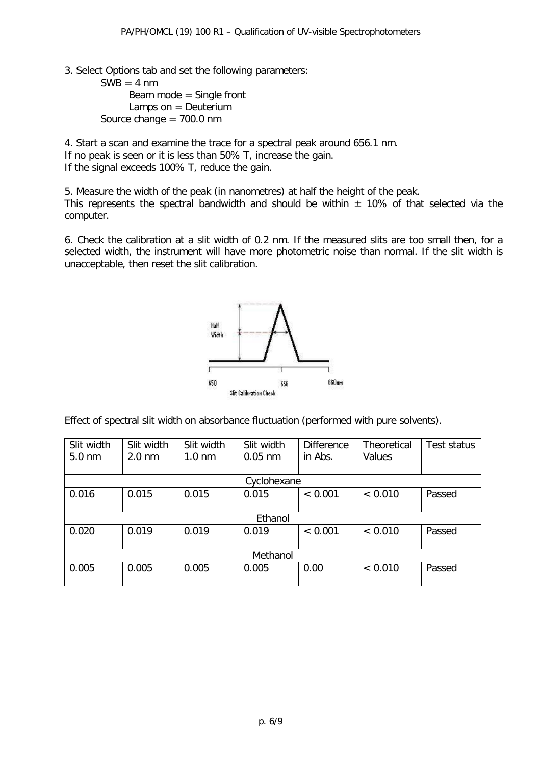3. Select Options tab and set the following parameters:

SWB = 4 nm
Beam mode = Single front
Lamps on = Deuterium
Source change = 700.0 nm

4. Start a scan and examine the trace for a spectral peak around 656.1 nm.
If no peak is seen or it is less than 50% T, increase the gain.
If the signal exceeds 100% T, reduce the gain.

5. Measure the width of the peak (in nanometres) at half the height of the peak.
This represents the spectral bandwidth and should be within ± 10% of that selected via the computer.

6. Check the calibration at a slit width of 0.2 nm. If the measured slits are too small then, for a selected width, the instrument will have more photometric noise than normal. If the slit width is unacceptable, then reset the slit calibration.

Effect of spectral slit width on absorbance fluctuation (performed with pure solvents).

| Slit width 5.0 nm | Slit width 2.0 nm | Slit width 1.0 nm | Slit width 0.05 nm | Difference in Abs. | Theoretical Values | Test status |
|---|---|---|---|---|---|---|
| Cyclohexane | | | | | | |
| 0.016 | 0.015 | 0.015 | 0.015 | < 0.001 | < 0.010 | Passed |
| Ethanol | | | | | | |
| 0.020 | 0.019 | 0.019 | 0.019 | < 0.001 | < 0.010 | Passed |
| Methanol | | | | | | |
| 0.005 | 0.005 | 0.005 | 0.005 | 0.00 | < 0.010 | Passed |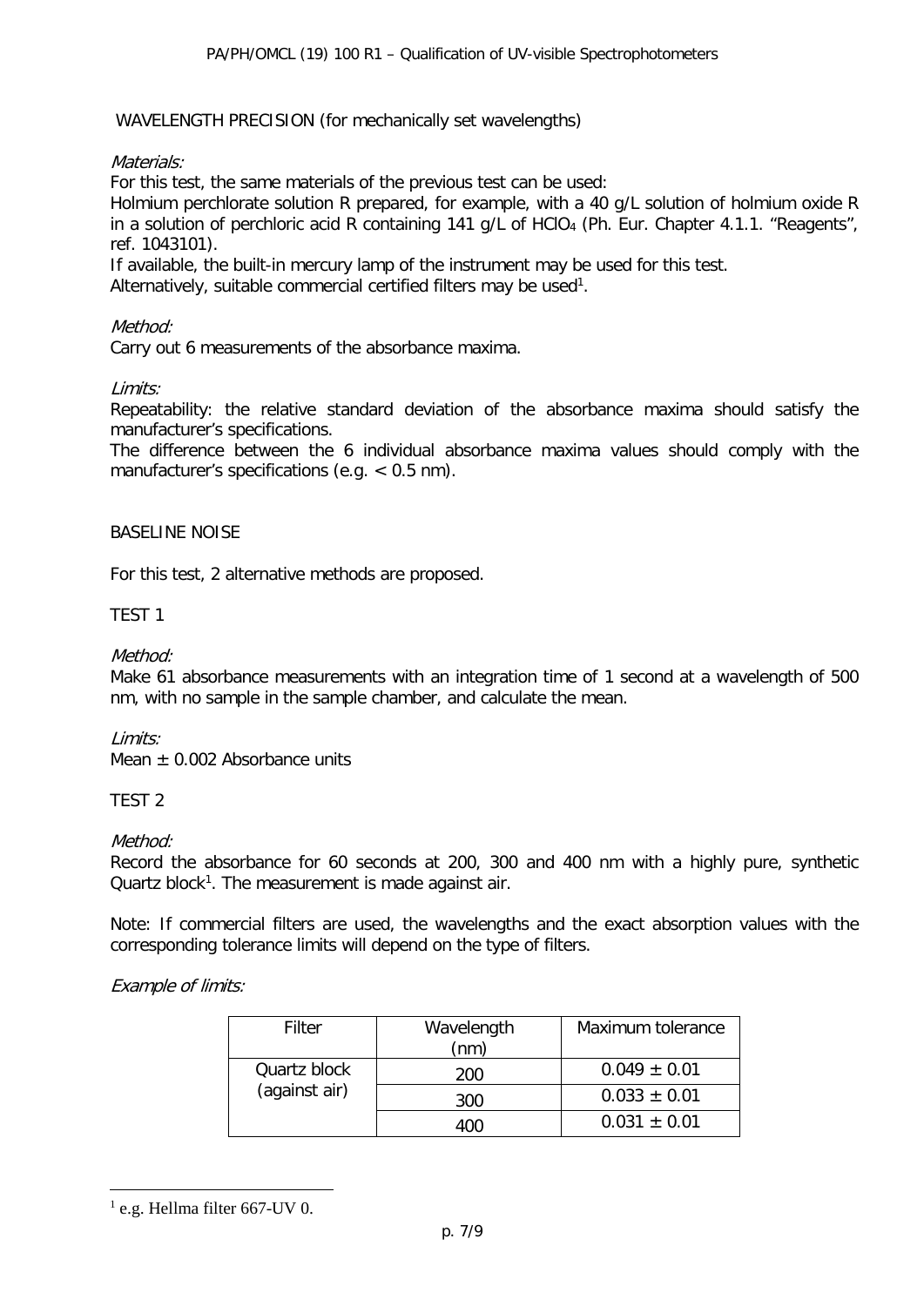WAVELENGTH PRECISION (for mechanically set wavelengths)

*Materials:*

For this test, the same materials of the previous test can be used:

Holmium perchlorate solution R prepared, for example, with a 40 g/L solution of holmium oxide R in a solution of perchloric acid R containing 141 g/L of $HClO_4$ (Ph. Eur. Chapter 4.1.1. "Reagents", ref. 1043101).

If available, the built-in mercury lamp of the instrument may be used for this test.

Alternatively, suitable commercial certified filters may be used[1].

*Method:*

Carry out 6 measurements of the absorbance maxima.

*Limits:*

Repeatability: the relative standard deviation of the absorbance maxima should satisfy the manufacturer's specifications.

The difference between the 6 individual absorbance maxima values should comply with the manufacturer's specifications (e.g. < 0.5 nm).

BASELINE NOISE

For this test, 2 alternative methods are proposed.

TEST 1

*Method:*

Make 61 absorbance measurements with an integration time of 1 second at a wavelength of 500 nm, with no sample in the sample chamber, and calculate the mean.

*Limits:*

Mean ± 0.002 Absorbance units

TEST 2

*Method:*

Record the absorbance for 60 seconds at 200, 300 and 400 nm with a highly pure, synthetic Quartz block[1]. The measurement is made against air.

Note: If commercial filters are used, the wavelengths and the exact absorption values with the corresponding tolerance limits will depend on the type of filters.

*Example of limits:*

| Filter | Wavelength (nm) | Maximum tolerance |
|---|---|---|
| Quartz block (against air) | 200 | 0.049 ± 0.01 |
| | 300 | 0.033 ± 0.01 |
| | 400 | 0.031 ± 0.01 |

[1] e.g. Hellma filter 667-UV 0.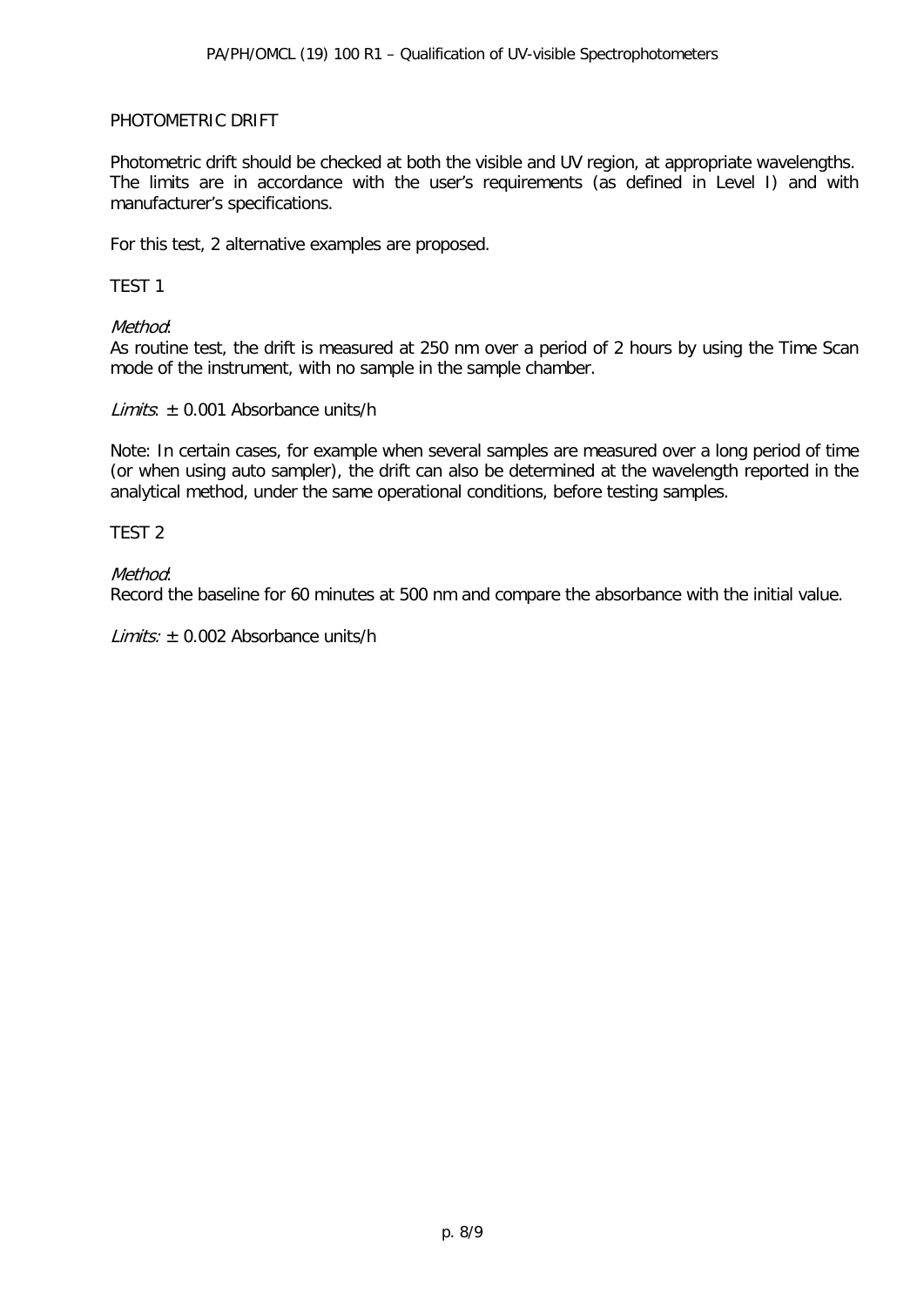## PHOTOMETRIC DRIFT

Photometric drift should be checked at both the visible and UV region, at appropriate wavelengths. The limits are in accordance with the user's requirements (as defined in Level I) and with manufacturer's specifications.

For this test, 2 alternative examples are proposed.

### TEST 1

*Method*:
As routine test, the drift is measured at 250 nm over a period of 2 hours by using the Time Scan mode of the instrument, with no sample in the sample chamber.

*Limits*: ± 0.001 Absorbance units/h

Note: In certain cases, for example when several samples are measured over a long period of time (or when using auto sampler), the drift can also be determined at the wavelength reported in the analytical method, under the same operational conditions, before testing samples.

### TEST 2

*Method*:
Record the baseline for 60 minutes at 500 nm and compare the absorbance with the initial value.

*Limits:* ± 0.002 Absorbance units/h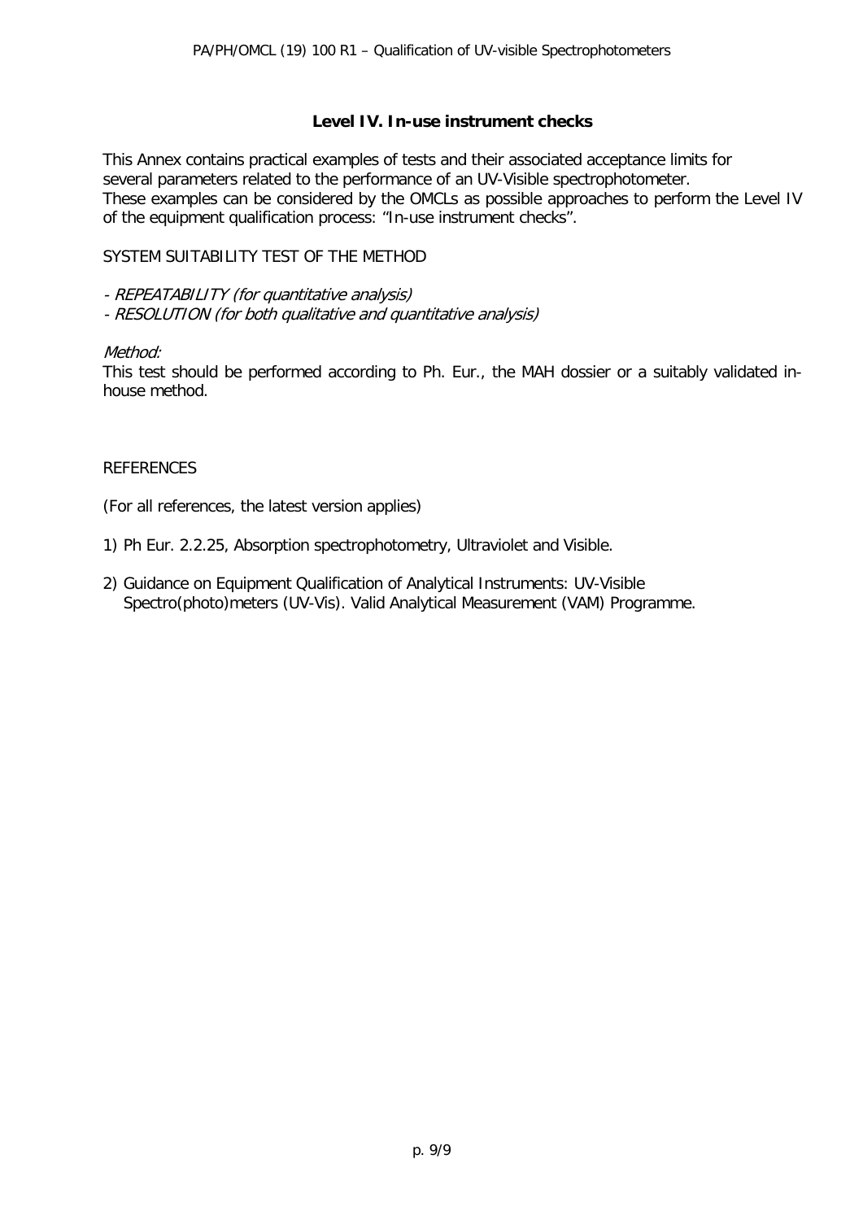## Level IV. In-use instrument checks

This Annex contains practical examples of tests and their associated acceptance limits for several parameters related to the performance of an UV-Visible spectrophotometer. These examples can be considered by the OMCLs as possible approaches to perform the Level IV of the equipment qualification process: "In-use instrument checks".

SYSTEM SUITABILITY TEST OF THE METHOD

- *REPEATABILITY (for quantitative analysis)*
- *RESOLUTION (for both qualitative and quantitative analysis)*

*Method:*
This test should be performed according to Ph. Eur., the MAH dossier or a suitably validated in-house method.

REFERENCES

(For all references, the latest version applies)

1) Ph Eur. 2.2.25, Absorption spectrophotometry, Ultraviolet and Visible.
2) Guidance on Equipment Qualification of Analytical Instruments: UV-Visible Spectro(photo)meters (UV-Vis). Valid Analytical Measurement (VAM) Programme.